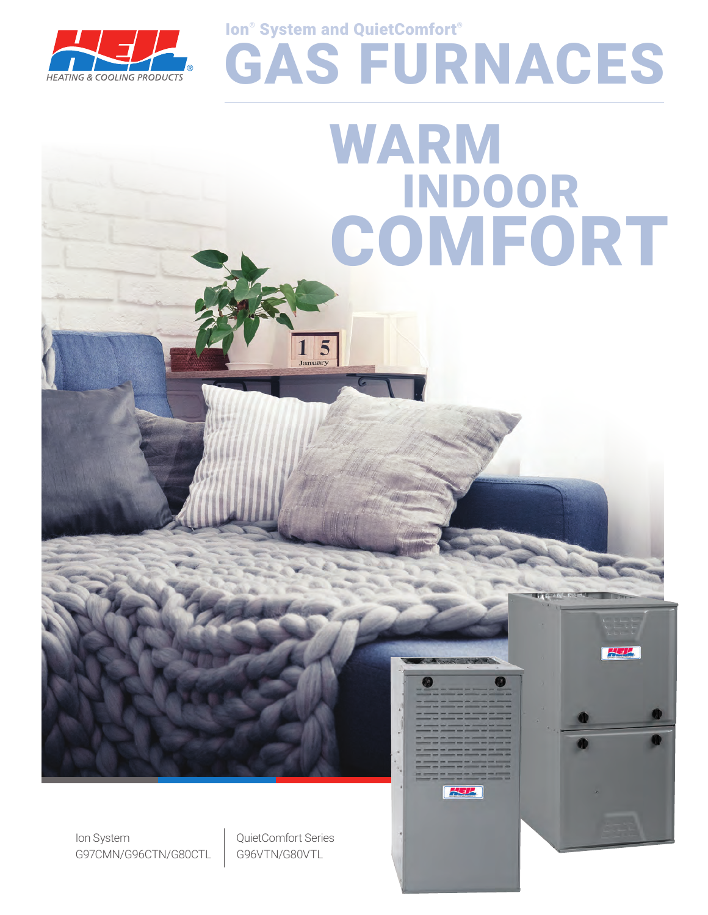Ion® System and QuietComfort®

# GAS FURNACES

# WARM INDOOR COMFORT

Ion System
G97CMN/G96CTN/G80CTL

QuietComfort Series
G96VTN/G80VTL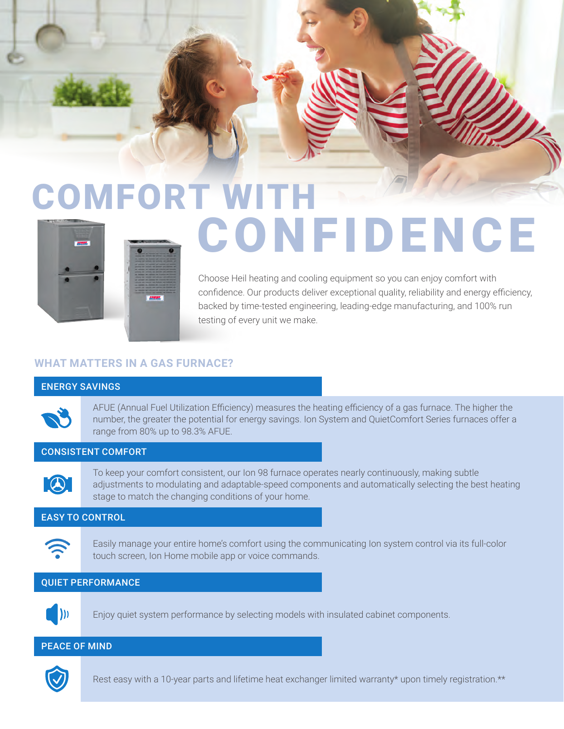# COMFORT WITH CONFIDENCE

Choose Heil heating and cooling equipment so you can enjoy comfort with confidence. Our products deliver exceptional quality, reliability and energy efficiency, backed by time-tested engineering, leading-edge manufacturing, and 100% run testing of every unit we make.

## WHAT MATTERS IN A GAS FURNACE?

### ENERGY SAVINGS

AFUE (Annual Fuel Utilization Efficiency) measures the heating efficiency of a gas furnace. The higher the number, the greater the potential for energy savings. Ion System and QuietComfort Series furnaces offer a range from 80% up to 98.3% AFUE.

### CONSISTENT COMFORT

To keep your comfort consistent, our Ion 98 furnace operates nearly continuously, making subtle adjustments to modulating and adaptable-speed components and automatically selecting the best heating stage to match the changing conditions of your home.

### EASY TO CONTROL

Easily manage your entire home's comfort using the communicating Ion system control via its full-color touch screen, Ion Home mobile app or voice commands.

### QUIET PERFORMANCE

Enjoy quiet system performance by selecting models with insulated cabinet components.

### PEACE OF MIND

Rest easy with a 10-year parts and lifetime heat exchanger limited warranty* upon timely registration.**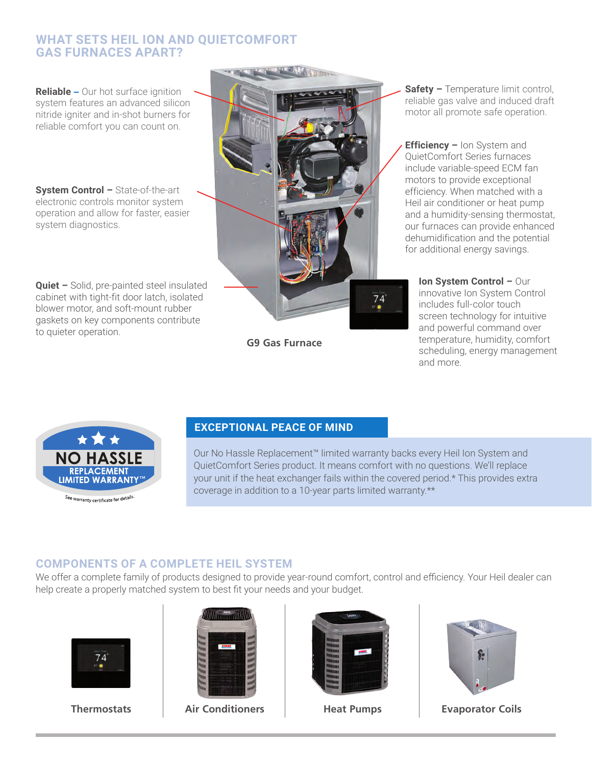## WHAT SETS HEIL ION AND QUIETCOMFORT GAS FURNACES APART?

**Reliable –** Our hot surface ignition system features an advanced silicon nitride igniter and in-shot burners for reliable comfort you can count on.

**System Control –** State-of-the-art electronic controls monitor system operation and allow for faster, easier system diagnostics.

**Quiet –** Solid, pre-painted steel insulated cabinet with tight-fit door latch, isolated blower motor, and soft-mount rubber gaskets on key components contribute to quieter operation.

**Safety –** Temperature limit control, reliable gas valve and induced draft motor all promote safe operation.

**Efficiency –** Ion System and QuietComfort Series furnaces include variable-speed ECM fan motors to provide exceptional efficiency. When matched with a Heil air conditioner or heat pump and a humidity-sensing thermostat, our furnaces can provide enhanced dehumidification and the potential for additional energy savings.

**Ion System Control –** Our innovative Ion System Control includes full-color touch screen technology for intuitive and powerful command over temperature, humidity, comfort scheduling, energy management and more.

G9 Gas Furnace

NO HASSLE REPLACEMENT LIMITED WARRANTY™

See warranty certificate for details.

### EXCEPTIONAL PEACE OF MIND

Our No Hassle Replacement™ limited warranty backs every Heil Ion System and QuietComfort Series product. It means comfort with no questions. We'll replace your unit if the heat exchanger fails within the covered period.* This provides extra coverage in addition to a 10-year parts limited warranty.**

## COMPONENTS OF A COMPLETE HEIL SYSTEM

We offer a complete family of products designed to provide year-round comfort, control and efficiency. Your Heil dealer can help create a properly matched system to best fit your needs and your budget.

Thermostats | Air Conditioners | Heat Pumps | Evaporator Coils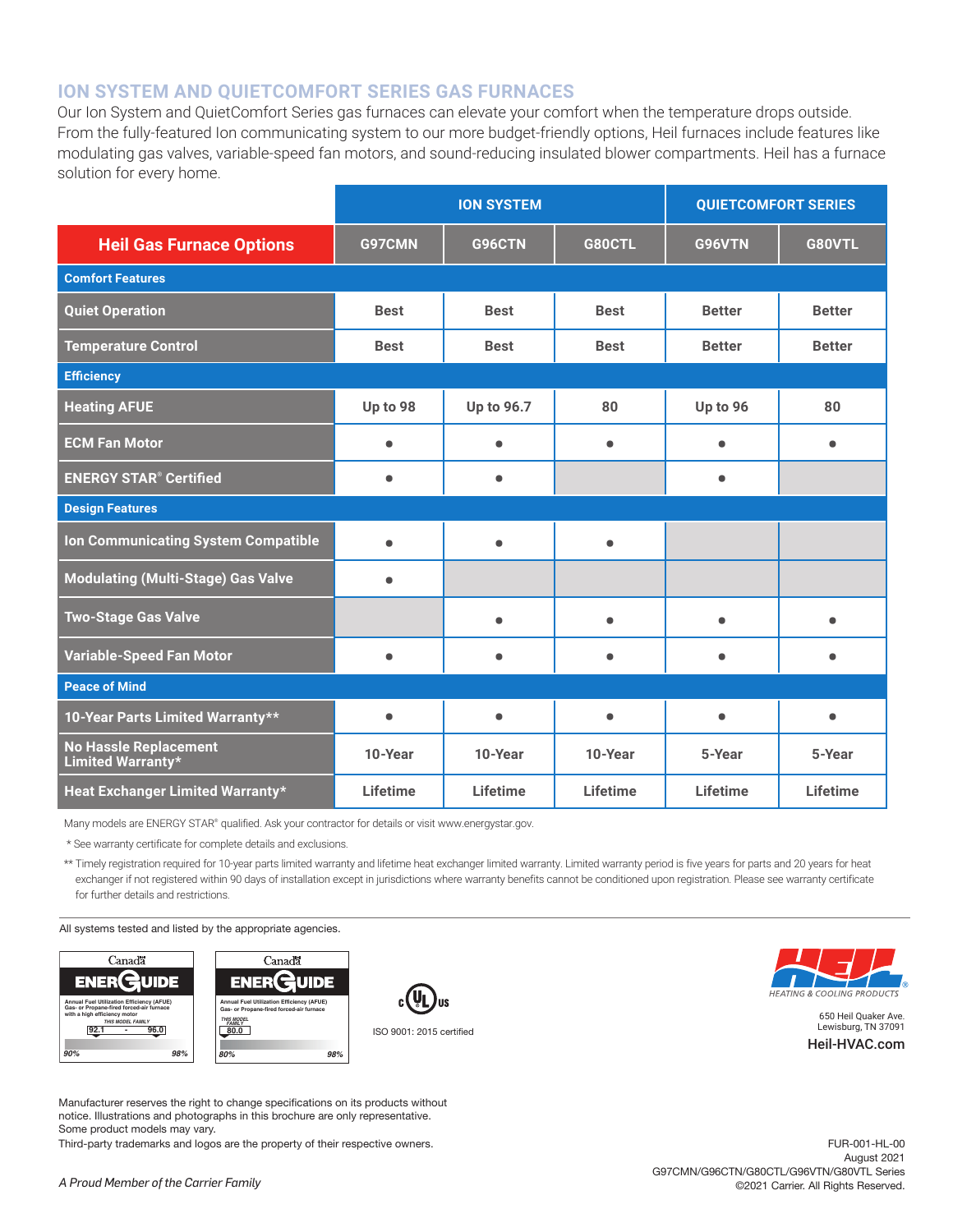## ION SYSTEM AND QUIETCOMFORT SERIES GAS FURNACES

Our Ion System and QuietComfort Series gas furnaces can elevate your comfort when the temperature drops outside. From the fully-featured Ion communicating system to our more budget-friendly options, Heil furnaces include features like modulating gas valves, variable-speed fan motors, and sound-reducing insulated blower compartments. Heil has a furnace solution for every home.

| | ION SYSTEM | | | QUIETCOMFORT SERIES | |
|---|---|---|---|---|---|
| **Heil Gas Furnace Options** | G97CMN | G96CTN | G80CTL | G96VTN | G80VTL |
| **Comfort Features** | | | | | |
| Quiet Operation | Best | Best | Best | Better | Better |
| Temperature Control | Best | Best | Best | Better | Better |
| **Efficiency** | | | | | |
| Heating AFUE | Up to 98 | Up to 96.7 | 80 | Up to 96 | 80 |
| ECM Fan Motor | ● | ● | ● | ● | ● |
| ENERGY STAR® Certified | ● | ● | | ● | |
| **Design Features** | | | | | |
| Ion Communicating System Compatible | ● | ● | ● | | |
| Modulating (Multi-Stage) Gas Valve | ● | | | | |
| Two-Stage Gas Valve | | ● | ● | ● | ● |
| Variable-Speed Fan Motor | ● | ● | ● | ● | ● |
| **Peace of Mind** | | | | | |
| 10-Year Parts Limited Warranty** | ● | ● | ● | ● | ● |
| No Hassle Replacement Limited Warranty* | 10-Year | 10-Year | 10-Year | 5-Year | 5-Year |
| Heat Exchanger Limited Warranty* | Lifetime | Lifetime | Lifetime | Lifetime | Lifetime |

Many models are ENERGY STAR® qualified. Ask your contractor for details or visit www.energystar.gov.

* See warranty certificate for complete details and exclusions.

** Timely registration required for 10-year parts limited warranty and lifetime heat exchanger limited warranty. Limited warranty period is five years for parts and 20 years for heat exchanger if not registered within 90 days of installation except in jurisdictions where warranty benefits cannot be conditioned upon registration. Please see warranty certificate for further details and restrictions.

All systems tested and listed by the appropriate agencies.

Canada ENERGUIDE
Annual Fuel Utilization Efficiency (AFUE)
Gas- or Propane-fired forced-air furnace with a high efficiency motor
THIS MODEL FAMILY
92.1 - 96.0
90% 98%

Canada ENERGUIDE
Annual Fuel Utilization Efficiency (AFUE)
Gas- or Propane-fired forced-air furnace
THIS MODEL FAMILY
80.0
80% 98%

ISO 9001: 2015 certified

HEIL HEATING & COOLING PRODUCTS

650 Heil Quaker Ave.
Lewisburg, TN 37091

Heil-HVAC.com

Manufacturer reserves the right to change specifications on its products without notice. Illustrations and photographs in this brochure are only representative. Some product models may vary.
Third-party trademarks and logos are the property of their respective owners.

*A Proud Member of the Carrier Family*

FUR-001-HL-00
August 2021
G97CMN/G96CTN/G80CTL/G96VTN/G80VTL Series
©2021 Carrier. All Rights Reserved.